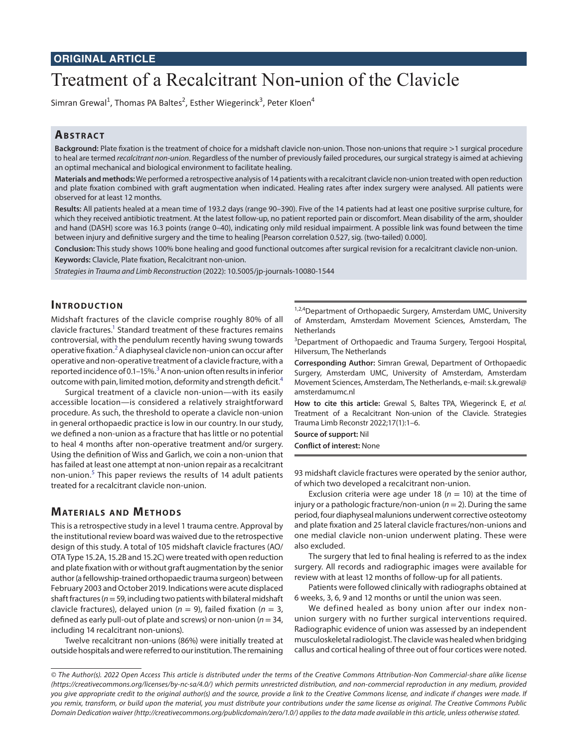ORIGINAL ARTICLE

# Treatment of a Recalcitrant Non-union of the Clavicle

Simran Grewal[1], Thomas PA Baltes[2], Esther Wiegerinck[3], Peter Kloen[4]

## Abstract

**Background:** Plate fixation is the treatment of choice for a midshaft clavicle non-union. Those non-unions that require >1 surgical procedure to heal are termed *recalcitrant non-union*. Regardless of the number of previously failed procedures, our surgical strategy is aimed at achieving an optimal mechanical and biological environment to facilitate healing.

**Materials and methods:** We performed a retrospective analysis of 14 patients with a recalcitrant clavicle non-union treated with open reduction and plate fixation combined with graft augmentation when indicated. Healing rates after index surgery were analysed. All patients were observed for at least 12 months.

**Results:** All patients healed at a mean time of 193.2 days (range 90–390). Five of the 14 patients had at least one positive surprise culture, for which they received antibiotic treatment. At the latest follow-up, no patient reported pain or discomfort. Mean disability of the arm, shoulder and hand (DASH) score was 16.3 points (range 0–40), indicating only mild residual impairment. A possible link was found between the time between injury and definitive surgery and the time to healing [Pearson correlation 0.527, sig. (two-tailed) 0.000].

**Conclusion:** This study shows 100% bone healing and good functional outcomes after surgical revision for a recalcitrant clavicle non-union.

**Keywords:** Clavicle, Plate fixation, Recalcitrant non-union.

*Strategies in Trauma and Limb Reconstruction* (2022): 10.5005/jp-journals-10080-1544

## Introduction

Midshaft fractures of the clavicle comprise roughly 80% of all clavicle fractures.[1] Standard treatment of these fractures remains controversial, with the pendulum recently having swung towards operative fixation.[2] A diaphyseal clavicle non-union can occur after operative and non-operative treatment of a clavicle fracture, with a reported incidence of 0.1–15%.[3] A non-union often results in inferior outcome with pain, limited motion, deformity and strength deficit.[4]

Surgical treatment of a clavicle non-union—with its easily accessible location—is considered a relatively straightforward procedure. As such, the threshold to operate a clavicle non-union in general orthopaedic practice is low in our country. In our study, we defined a non-union as a fracture that has little or no potential to heal 4 months after non-operative treatment and/or surgery. Using the definition of Wiss and Garlich, we coin a non-union that has failed at least one attempt at non-union repair as a recalcitrant non-union.[5] This paper reviews the results of 14 adult patients treated for a recalcitrant clavicle non-union.

## Materials and Methods

This is a retrospective study in a level 1 trauma centre. Approval by the institutional review board was waived due to the retrospective design of this study. A total of 105 midshaft clavicle fractures (AO/OTA Type 15.2A, 15.2B and 15.2C) were treated with open reduction and plate fixation with or without graft augmentation by the senior author (a fellowship-trained orthopaedic trauma surgeon) between February 2003 and October 2019. Indications were acute displaced shaft fractures ($n = 59$, including two patients with bilateral midshaft clavicle fractures), delayed union ($n = 9$), failed fixation ($n = 3$, defined as early pull-out of plate and screws) or non-union ($n = 34$, including 14 recalcitrant non-unions).

Twelve recalcitrant non-unions (86%) were initially treated at outside hospitals and were referred to our institution. The remaining 93 midshaft clavicle fractures were operated by the senior author, of which two developed a recalcitrant non-union.

Exclusion criteria were age under 18 ($n = 10$) at the time of injury or a pathologic fracture/non-union ($n = 2$). During the same period, four diaphyseal malunions underwent corrective osteotomy and plate fixation and 25 lateral clavicle fractures/non-unions and one medial clavicle non-union underwent plating. These were also excluded.

The surgery that led to final healing is referred to as the index surgery. All records and radiographic images were available for review with at least 12 months of follow-up for all patients.

Patients were followed clinically with radiographs obtained at 6 weeks, 3, 6, 9 and 12 months or until the union was seen.

We defined healed as bony union after our index non-union surgery with no further surgical interventions required. Radiographic evidence of union was assessed by an independent musculoskeletal radiologist. The clavicle was healed when bridging callus and cortical healing of three out of four cortices were noted.

[1,2,4]Department of Orthopaedic Surgery, Amsterdam UMC, University of Amsterdam, Amsterdam Movement Sciences, Amsterdam, The Netherlands

[3]Department of Orthopaedic and Trauma Surgery, Tergooi Hospital, Hilversum, The Netherlands

**Corresponding Author:** Simran Grewal, Department of Orthopaedic Surgery, Amsterdam UMC, University of Amsterdam, Amsterdam Movement Sciences, Amsterdam, The Netherlands, e-mail: s.k.grewal@amsterdamumc.nl

**How to cite this article:** Grewal S, Baltes TPA, Wiegerinck E, *et al.* Treatment of a Recalcitrant Non-union of the Clavicle. Strategies Trauma Limb Reconstr 2022;17(1):1–6.

**Source of support:** Nil

**Conflict of interest:** None

*© The Author(s). 2022 Open Access This article is distributed under the terms of the Creative Commons Attribution-Non Commercial-share alike license (https://creativecommons.org/licenses/by-nc-sa/4.0/) which permits unrestricted distribution, and non-commercial reproduction in any medium, provided you give appropriate credit to the original author(s) and the source, provide a link to the Creative Commons license, and indicate if changes were made. If you remix, transform, or build upon the material, you must distribute your contributions under the same license as original. The Creative Commons Public Domain Dedication waiver (http://creativecommons.org/publicdomain/zero/1.0/) applies to the data made available in this article, unless otherwise stated.*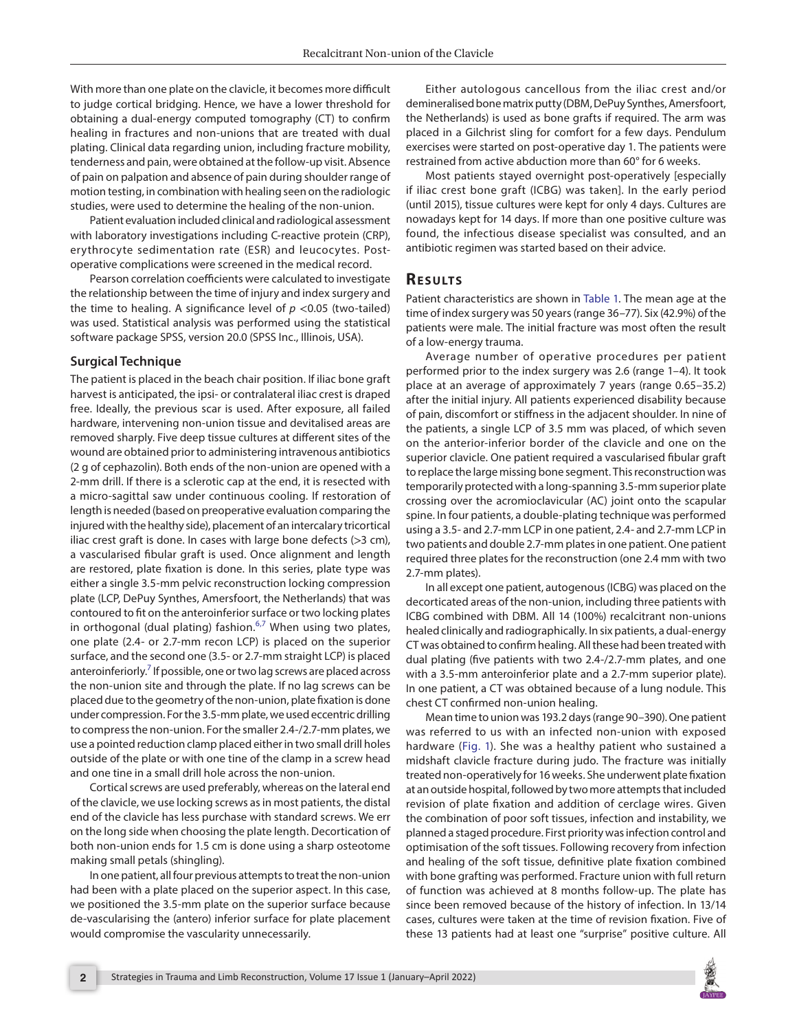With more than one plate on the clavicle, it becomes more difficult to judge cortical bridging. Hence, we have a lower threshold for obtaining a dual-energy computed tomography (CT) to confirm healing in fractures and non-unions that are treated with dual plating. Clinical data regarding union, including fracture mobility, tenderness and pain, were obtained at the follow-up visit. Absence of pain on palpation and absence of pain during shoulder range of motion testing, in combination with healing seen on the radiologic studies, were used to determine the healing of the non-union.

Patient evaluation included clinical and radiological assessment with laboratory investigations including C-reactive protein (CRP), erythrocyte sedimentation rate (ESR) and leucocytes. Post-operative complications were screened in the medical record.

Pearson correlation coefficients were calculated to investigate the relationship between the time of injury and index surgery and the time to healing. A significance level of $p < 0.05$ (two-tailed) was used. Statistical analysis was performed using the statistical software package SPSS, version 20.0 (SPSS Inc., Illinois, USA).

### Surgical Technique

The patient is placed in the beach chair position. If iliac bone graft harvest is anticipated, the ipsi- or contralateral iliac crest is draped free. Ideally, the previous scar is used. After exposure, all failed hardware, intervening non-union tissue and devitalised areas are removed sharply. Five deep tissue cultures at different sites of the wound are obtained prior to administering intravenous antibiotics (2 g of cephazolin). Both ends of the non-union are opened with a 2-mm drill. If there is a sclerotic cap at the end, it is resected with a micro-sagittal saw under continuous cooling. If restoration of length is needed (based on preoperative evaluation comparing the injured with the healthy side), placement of an intercalary tricortical iliac crest graft is done. In cases with large bone defects (>3 cm), a vascularised fibular graft is used. Once alignment and length are restored, plate fixation is done. In this series, plate type was either a single 3.5-mm pelvic reconstruction locking compression plate (LCP, DePuy Synthes, Amersfoort, the Netherlands) that was contoured to fit on the anteroinferior surface or two locking plates in orthogonal (dual plating) fashion.[6,7] When using two plates, one plate (2.4- or 2.7-mm recon LCP) is placed on the superior surface, and the second one (3.5- or 2.7-mm straight LCP) is placed anteroinferiorly.[7] If possible, one or two lag screws are placed across the non-union site and through the plate. If no lag screws can be placed due to the geometry of the non-union, plate fixation is done under compression. For the 3.5-mm plate, we used eccentric drilling to compress the non-union. For the smaller 2.4-/2.7-mm plates, we use a pointed reduction clamp placed either in two small drill holes outside of the plate or with one tine of the clamp in a screw head and one tine in a small drill hole across the non-union.

Cortical screws are used preferably, whereas on the lateral end of the clavicle, we use locking screws as in most patients, the distal end of the clavicle has less purchase with standard screws. We err on the long side when choosing the plate length. Decortication of both non-union ends for 1.5 cm is done using a sharp osteotome making small petals (shingling).

In one patient, all four previous attempts to treat the non-union had been with a plate placed on the superior aspect. In this case, we positioned the 3.5-mm plate on the superior surface because de-vascularising the (antero) inferior surface for plate placement would compromise the vascularity unnecessarily.

Either autologous cancellous from the iliac crest and/or demineralised bone matrix putty (DBM, DePuy Synthes, Amersfoort, the Netherlands) is used as bone grafts if required. The arm was placed in a Gilchrist sling for comfort for a few days. Pendulum exercises were started on post-operative day 1. The patients were restrained from active abduction more than 60° for 6 weeks.

Most patients stayed overnight post-operatively [especially if iliac crest bone graft (ICBG) was taken]. In the early period (until 2015), tissue cultures were kept for only 4 days. Cultures are nowadays kept for 14 days. If more than one positive culture was found, the infectious disease specialist was consulted, and an antibiotic regimen was started based on their advice.

## Results

Patient characteristics are shown in Table 1. The mean age at the time of index surgery was 50 years (range 36–77). Six (42.9%) of the patients were male. The initial fracture was most often the result of a low-energy trauma.

Average number of operative procedures per patient performed prior to the index surgery was 2.6 (range 1–4). It took place at an average of approximately 7 years (range 0.65–35.2) after the initial injury. All patients experienced disability because of pain, discomfort or stiffness in the adjacent shoulder. In nine of the patients, a single LCP of 3.5 mm was placed, of which seven on the anterior-inferior border of the clavicle and one on the superior clavicle. One patient required a vascularised fibular graft to replace the large missing bone segment. This reconstruction was temporarily protected with a long-spanning 3.5-mm superior plate crossing over the acromioclavicular (AC) joint onto the scapular spine. In four patients, a double-plating technique was performed using a 3.5- and 2.7-mm LCP in one patient, 2.4- and 2.7-mm LCP in two patients and double 2.7-mm plates in one patient. One patient required three plates for the reconstruction (one 2.4 mm with two 2.7-mm plates).

In all except one patient, autogenous (ICBG) was placed on the decorticated areas of the non-union, including three patients with ICBG combined with DBM. All 14 (100%) recalcitrant non-unions healed clinically and radiographically. In six patients, a dual-energy CT was obtained to confirm healing. All these had been treated with dual plating (five patients with two 2.4-/2.7-mm plates, and one with a 3.5-mm anteroinferior plate and a 2.7-mm superior plate). In one patient, a CT was obtained because of a lung nodule. This chest CT confirmed non-union healing.

Mean time to union was 193.2 days (range 90–390). One patient was referred to us with an infected non-union with exposed hardware (Fig. 1). She was a healthy patient who sustained a midshaft clavicle fracture during judo. The fracture was initially treated non-operatively for 16 weeks. She underwent plate fixation at an outside hospital, followed by two more attempts that included revision of plate fixation and addition of cerclage wires. Given the combination of poor soft tissues, infection and instability, we planned a staged procedure. First priority was infection control and optimisation of the soft tissues. Following recovery from infection and healing of the soft tissue, definitive plate fixation combined with bone grafting was performed. Fracture union with full return of function was achieved at 8 months follow-up. The plate has since been removed because of the history of infection. In 13/14 cases, cultures were taken at the time of revision fixation. Five of these 13 patients had at least one "surprise" positive culture. All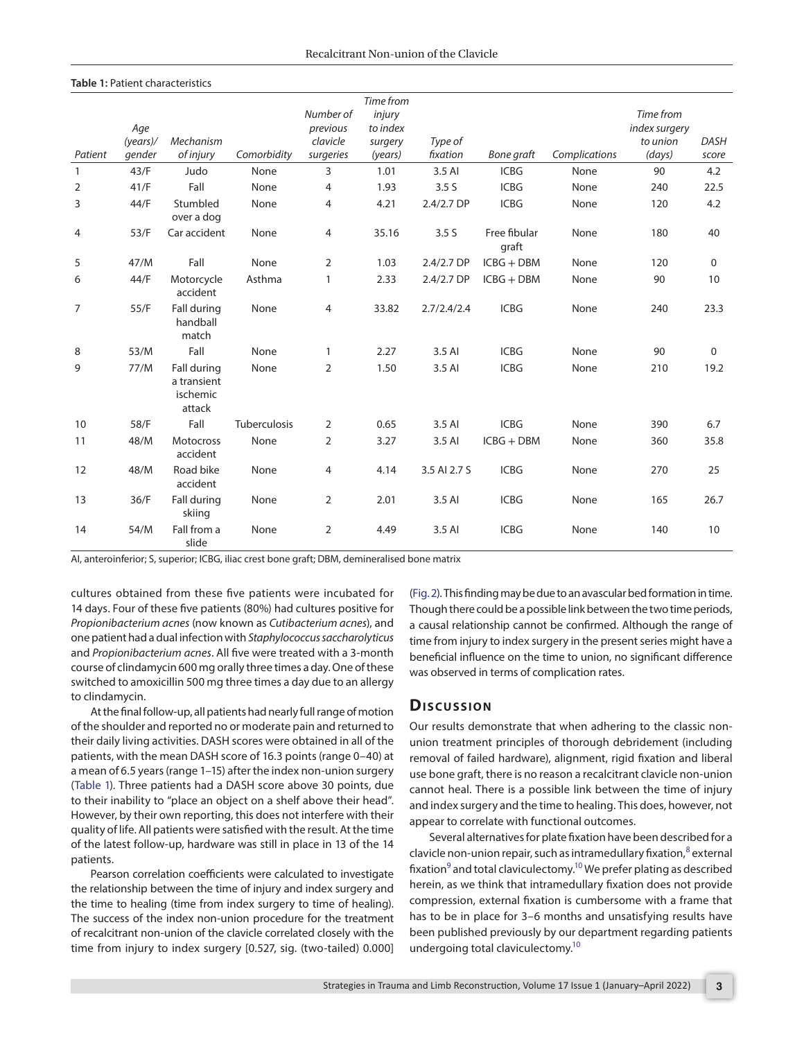**Table 1:** Patient characteristics

| Patient | Age (years)/ gender | Mechanism of injury | Comorbidity | Number of previous clavicle surgeries | Time from injury to index surgery (years) | Type of fixation | Bone graft | Complications | Time from index surgery to union (days) | DASH score |
|---|---|---|---|---|---|---|---|---|---|---|
| 1 | 43/F | Judo | None | 3 | 1.01 | 3.5 AI | ICBG | None | 90 | 4.2 |
| 2 | 41/F | Fall | None | 4 | 1.93 | 3.5 S | ICBG | None | 240 | 22.5 |
| 3 | 44/F | Stumbled over a dog | None | 4 | 4.21 | 2.4/2.7 DP | ICBG | None | 120 | 4.2 |
| 4 | 53/F | Car accident | None | 4 | 35.16 | 3.5 S | Free fibular graft | None | 180 | 40 |
| 5 | 47/M | Fall | None | 2 | 1.03 | 2.4/2.7 DP | ICBG + DBM | None | 120 | 0 |
| 6 | 44/F | Motorcycle accident | Asthma | 1 | 2.33 | 2.4/2.7 DP | ICBG + DBM | None | 90 | 10 |
| 7 | 55/F | Fall during handball match | None | 4 | 33.82 | 2.7/2.4/2.4 | ICBG | None | 240 | 23.3 |
| 8 | 53/M | Fall | None | 1 | 2.27 | 3.5 AI | ICBG | None | 90 | 0 |
| 9 | 77/M | Fall during a transient ischemic attack | None | 2 | 1.50 | 3.5 AI | ICBG | None | 210 | 19.2 |
| 10 | 58/F | Fall | Tuberculosis | 2 | 0.65 | 3.5 AI | ICBG | None | 390 | 6.7 |
| 11 | 48/M | Motocross accident | None | 2 | 3.27 | 3.5 AI | ICBG + DBM | None | 360 | 35.8 |
| 12 | 48/M | Road bike accident | None | 4 | 4.14 | 3.5 AI 2.7 S | ICBG | None | 270 | 25 |
| 13 | 36/F | Fall during skiing | None | 2 | 2.01 | 3.5 AI | ICBG | None | 165 | 26.7 |
| 14 | 54/M | Fall from a slide | None | 2 | 4.49 | 3.5 AI | ICBG | None | 140 | 10 |

AI, anteroinferior; S, superior; ICBG, iliac crest bone graft; DBM, demineralised bone matrix

cultures obtained from these five patients were incubated for 14 days. Four of these five patients (80%) had cultures positive for *Propionibacterium acnes* (now known as *Cutibacterium acnes*), and one patient had a dual infection with *Staphylococcus saccharolyticus* and *Propionibacterium acnes*. All five were treated with a 3-month course of clindamycin 600 mg orally three times a day. One of these switched to amoxicillin 500 mg three times a day due to an allergy to clindamycin.

At the final follow-up, all patients had nearly full range of motion of the shoulder and reported no or moderate pain and returned to their daily living activities. DASH scores were obtained in all of the patients, with the mean DASH score of 16.3 points (range 0–40) at a mean of 6.5 years (range 1–15) after the index non-union surgery (Table 1). Three patients had a DASH score above 30 points, due to their inability to "place an object on a shelf above their head". However, by their own reporting, this does not interfere with their quality of life. All patients were satisfied with the result. At the time of the latest follow-up, hardware was still in place in 13 of the 14 patients.

Pearson correlation coefficients were calculated to investigate the relationship between the time of injury and index surgery and the time to healing (time from index surgery to time of healing). The success of the index non-union procedure for the treatment of recalcitrant non-union of the clavicle correlated closely with the time from injury to index surgery [0.527, sig. (two-tailed) 0.000] (Fig. 2). This finding may be due to an avascular bed formation in time. Though there could be a possible link between the two time periods, a causal relationship cannot be confirmed. Although the range of time from injury to index surgery in the present series might have a beneficial influence on the time to union, no significant difference was observed in terms of complication rates.

## Discussion

Our results demonstrate that when adhering to the classic non-union treatment principles of thorough debridement (including removal of failed hardware), alignment, rigid fixation and liberal use bone graft, there is no reason a recalcitrant clavicle non-union cannot heal. There is a possible link between the time of injury and index surgery and the time to healing. This does, however, not appear to correlate with functional outcomes.

Several alternatives for plate fixation have been described for a clavicle non-union repair, such as intramedullary fixation,[8] external fixation[9] and total claviculectomy.[10] We prefer plating as described herein, as we think that intramedullary fixation does not provide compression, external fixation is cumbersome with a frame that has to be in place for 3–6 months and unsatisfying results have been published previously by our department regarding patients undergoing total claviculectomy.[10]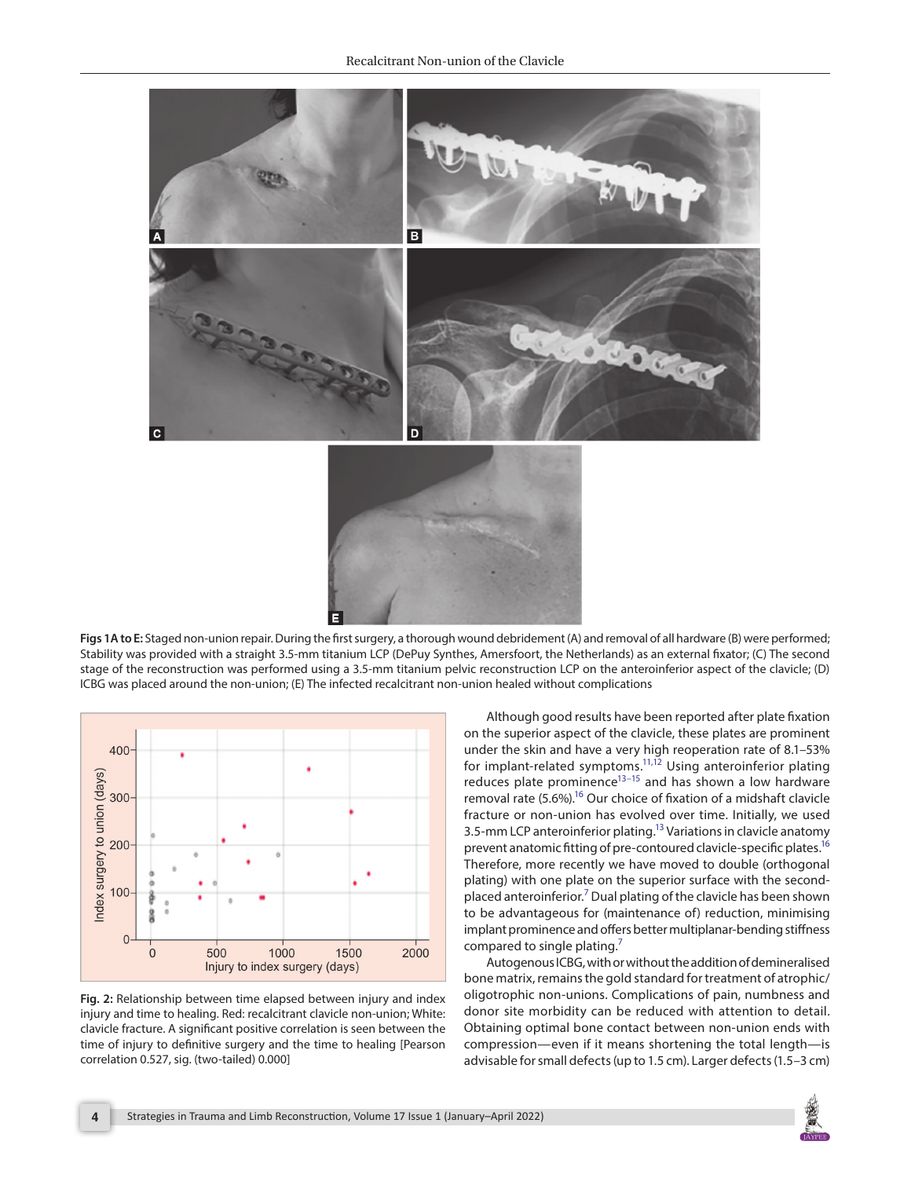**Figs 1A to E:** Staged non-union repair. During the first surgery, a thorough wound debridement (A) and removal of all hardware (B) were performed; Stability was provided with a straight 3.5-mm titanium LCP (DePuy Synthes, Amersfoort, the Netherlands) as an external fixator; (C) The second stage of the reconstruction was performed using a 3.5-mm titanium pelvic reconstruction LCP on the anteroinferior aspect of the clavicle; (D) ICBG was placed around the non-union; (E) The infected recalcitrant non-union healed without complications

**Fig. 2:** Relationship between time elapsed between injury and index injury and time to healing. Red: recalcitrant clavicle non-union; White: clavicle fracture. A significant positive correlation is seen between the time of injury to definitive surgery and the time to healing [Pearson correlation 0.527, sig. (two-tailed) 0.000]

Although good results have been reported after plate fixation on the superior aspect of the clavicle, these plates are prominent under the skin and have a very high reoperation rate of 8.1–53% for implant-related symptoms.[11,12] Using anteroinferior plating reduces plate prominence[13–15] and has shown a low hardware removal rate (5.6%).[16] Our choice of fixation of a midshaft clavicle fracture or non-union has evolved over time. Initially, we used 3.5-mm LCP anteroinferior plating.[13] Variations in clavicle anatomy prevent anatomic fitting of pre-contoured clavicle-specific plates.[16] Therefore, more recently we have moved to double (orthogonal plating) with one plate on the superior surface with the second-placed anteroinferior.[7] Dual plating of the clavicle has been shown to be advantageous for (maintenance of) reduction, minimising implant prominence and offers better multiplanar-bending stiffness compared to single plating.[7]

Autogenous ICBG, with or without the addition of demineralised bone matrix, remains the gold standard for treatment of atrophic/oligotrophic non-unions. Complications of pain, numbness and donor site morbidity can be reduced with attention to detail. Obtaining optimal bone contact between non-union ends with compression—even if it means shortening the total length—is advisable for small defects (up to 1.5 cm). Larger defects (1.5–3 cm)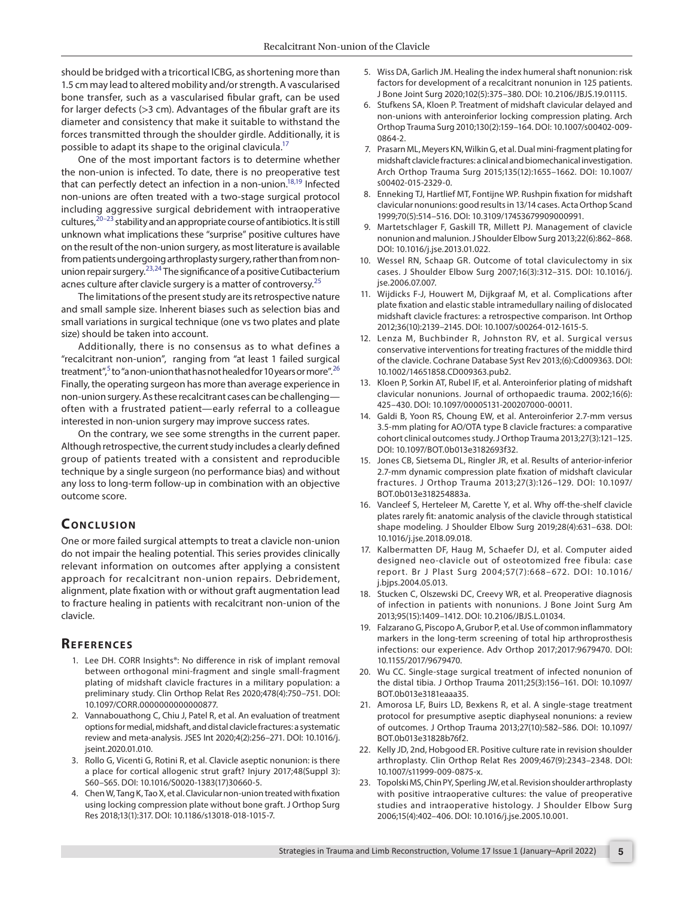should be bridged with a tricortical ICBG, as shortening more than 1.5 cm may lead to altered mobility and/or strength. A vascularised bone transfer, such as a vascularised fibular graft, can be used for larger defects (>3 cm). Advantages of the fibular graft are its diameter and consistency that make it suitable to withstand the forces transmitted through the shoulder girdle. Additionally, it is possible to adapt its shape to the original clavicula.[17]

One of the most important factors is to determine whether the non-union is infected. To date, there is no preoperative test that can perfectly detect an infection in a non-union.[18,19] Infected non-unions are often treated with a two-stage surgical protocol including aggressive surgical debridement with intraoperative cultures,[20–23] stability and an appropriate course of antibiotics. It is still unknown what implications these "surprise" positive cultures have on the result of the non-union surgery, as most literature is available from patients undergoing arthroplasty surgery, rather than from non-union repair surgery.[23,24] The significance of a positive Cutibacterium acnes culture after clavicle surgery is a matter of controversy.[25]

The limitations of the present study are its retrospective nature and small sample size. Inherent biases such as selection bias and small variations in surgical technique (one vs two plates and plate size) should be taken into account.

Additionally, there is no consensus as to what defines a "recalcitrant non-union", ranging from "at least 1 failed surgical treatment",[5] to "a non-union that has not healed for 10 years or more".[26] Finally, the operating surgeon has more than average experience in non-union surgery. As these recalcitrant cases can be challenging—often with a frustrated patient—early referral to a colleague interested in non-union surgery may improve success rates.

On the contrary, we see some strengths in the current paper. Although retrospective, the current study includes a clearly defined group of patients treated with a consistent and reproducible technique by a single surgeon (no performance bias) and without any loss to long-term follow-up in combination with an objective outcome score.

## Conclusion

One or more failed surgical attempts to treat a clavicle non-union do not impair the healing potential. This series provides clinically relevant information on outcomes after applying a consistent approach for recalcitrant non-union repairs. Debridement, alignment, plate fixation with or without graft augmentation lead to fracture healing in patients with recalcitrant non-union of the clavicle.

## References

1. Lee DH. CORR Insights®: No difference in risk of implant removal between orthogonal mini-fragment and single small-fragment plating of midshaft clavicle fractures in a military population: a preliminary study. Clin Orthop Relat Res 2020;478(4):750–751. DOI: 10.1097/CORR.0000000000000877.
2. Vannabouathong C, Chiu J, Patel R, et al. An evaluation of treatment options for medial, midshaft, and distal clavicle fractures: a systematic review and meta-analysis. JSES Int 2020;4(2):256–271. DOI: 10.1016/j.jseint.2020.01.010.
3. Rollo G, Vicenti G, Rotini R, et al. Clavicle aseptic nonunion: is there a place for cortical allogenic strut graft? Injury 2017;48(Suppl 3): S60–S65. DOI: 10.1016/S0020-1383(17)30660-5.
4. Chen W, Tang K, Tao X, et al. Clavicular non-union treated with fixation using locking compression plate without bone graft. J Orthop Surg Res 2018;13(1):317. DOI: 10.1186/s13018-018-1015-7.
5. Wiss DA, Garlich JM. Healing the index humeral shaft nonunion: risk factors for development of a recalcitrant nonunion in 125 patients. J Bone Joint Surg 2020;102(5):375–380. DOI: 10.2106/JBJS.19.01115.
6. Stufkens SA, Kloen P. Treatment of midshaft clavicular delayed and non-unions with anteroinferior locking compression plating. Arch Orthop Trauma Surg 2010;130(2):159–164. DOI: 10.1007/s00402-009-0864-2.
7. Prasarn ML, Meyers KN, Wilkin G, et al. Dual mini-fragment plating for midshaft clavicle fractures: a clinical and biomechanical investigation. Arch Orthop Trauma Surg 2015;135(12):1655–1662. DOI: 10.1007/s00402-015-2329-0.
8. Enneking TJ, Hartlief MT, Fontijne WP. Rushpin fixation for midshaft clavicular nonunions: good results in 13/14 cases. Acta Orthop Scand 1999;70(5):514–516. DOI: 10.3109/17453679909000991.
9. Martetschlager F, Gaskill TR, Millett PJ. Management of clavicle nonunion and malunion. J Shoulder Elbow Surg 2013;22(6):862–868. DOI: 10.1016/j.jse.2013.01.022.
10. Wessel RN, Schaap GR. Outcome of total claviculectomy in six cases. J Shoulder Elbow Surg 2007;16(3):312–315. DOI: 10.1016/j.jse.2006.07.007.
11. Wijdicks F-J, Houwert M, Dijkgraaf M, et al. Complications after plate fixation and elastic stable intramedullary nailing of dislocated midshaft clavicle fractures: a retrospective comparison. Int Orthop 2012;36(10):2139–2145. DOI: 10.1007/s00264-012-1615-5.
12. Lenza M, Buchbinder R, Johnston RV, et al. Surgical versus conservative interventions for treating fractures of the middle third of the clavicle. Cochrane Database Syst Rev 2013;(6):Cd009363. DOI: 10.1002/14651858.CD009363.pub2.
13. Kloen P, Sorkin AT, Rubel IF, et al. Anteroinferior plating of midshaft clavicular nonunions. Journal of orthopaedic trauma. 2002;16(6): 425–430. DOI: 10.1097/00005131-200207000-00011.
14. Galdi B, Yoon RS, Choung EW, et al. Anteroinferior 2.7-mm versus 3.5-mm plating for AO/OTA type B clavicle fractures: a comparative cohort clinical outcomes study. J Orthop Trauma 2013;27(3):121–125. DOI: 10.1097/BOT.0b013e3182693f32.
15. Jones CB, Sietsema DL, Ringler JR, et al. Results of anterior-inferior 2.7-mm dynamic compression plate fixation of midshaft clavicular fractures. J Orthop Trauma 2013;27(3):126–129. DOI: 10.1097/BOT.0b013e318254883a.
16. Vancleef S, Herteleer M, Carette Y, et al. Why off-the-shelf clavicle plates rarely fit: anatomic analysis of the clavicle through statistical shape modeling. J Shoulder Elbow Surg 2019;28(4):631–638. DOI: 10.1016/j.jse.2018.09.018.
17. Kalbermatten DF, Haug M, Schaefer DJ, et al. Computer aided designed neo-clavicle out of osteotomized free fibula: case report. Br J Plast Surg 2004;57(7):668–672. DOI: 10.1016/j.bjps.2004.05.013.
18. Stucken C, Olszewski DC, Creevy WR, et al. Preoperative diagnosis of infection in patients with nonunions. J Bone Joint Surg Am 2013;95(15):1409–1412. DOI: 10.2106/JBJS.L.01034.
19. Falzarano G, Piscopo A, Grubor P, et al. Use of common inflammatory markers in the long-term screening of total hip arthroprosthesis infections: our experience. Adv Orthop 2017;2017:9679470. DOI: 10.1155/2017/9679470.
20. Wu CC. Single-stage surgical treatment of infected nonunion of the distal tibia. J Orthop Trauma 2011;25(3):156–161. DOI: 10.1097/BOT.0b013e3181eaaa35.
21. Amorosa LF, Buirs LD, Bexkens R, et al. A single-stage treatment protocol for presumptive aseptic diaphyseal nonunions: a review of outcomes. J Orthop Trauma 2013;27(10):582–586. DOI: 10.1097/BOT.0b013e31828b76f2.
22. Kelly JD, 2nd, Hobgood ER. Positive culture rate in revision shoulder arthroplasty. Clin Orthop Relat Res 2009;467(9):2343–2348. DOI: 10.1007/s11999-009-0875-x.
23. Topolski MS, Chin PY, Sperling JW, et al. Revision shoulder arthroplasty with positive intraoperative cultures: the value of preoperative studies and intraoperative histology. J Shoulder Elbow Surg 2006;15(4):402–406. DOI: 10.1016/j.jse.2005.10.001.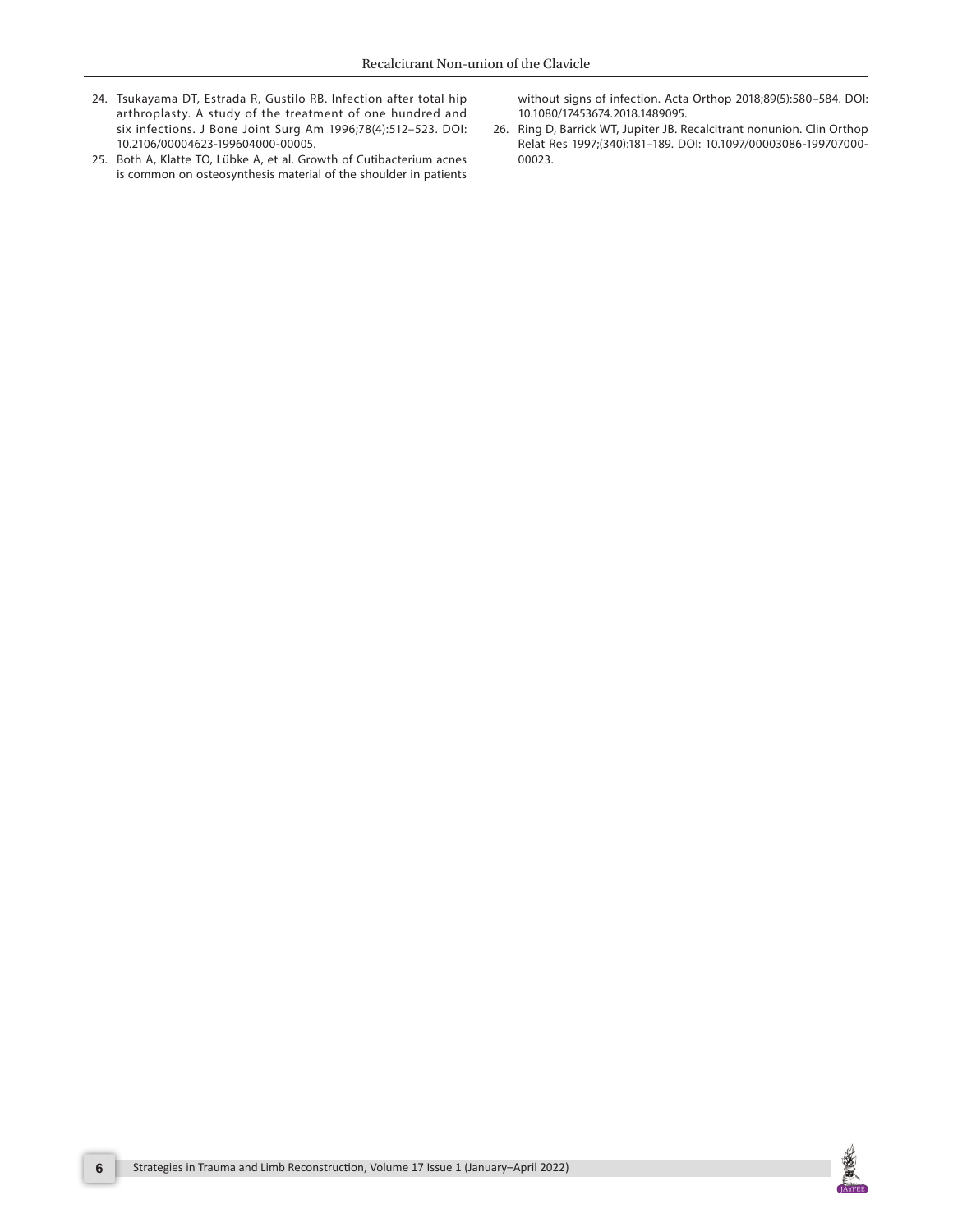24. Tsukayama DT, Estrada R, Gustilo RB. Infection after total hip arthroplasty. A study of the treatment of one hundred and six infections. J Bone Joint Surg Am 1996;78(4):512–523. DOI: 10.2106/00004623-199604000-00005.
25. Both A, Klatte TO, Lübke A, et al. Growth of Cutibacterium acnes is common on osteosynthesis material of the shoulder in patients without signs of infection. Acta Orthop 2018;89(5):580–584. DOI: 10.1080/17453674.2018.1489095.
26. Ring D, Barrick WT, Jupiter JB. Recalcitrant nonunion. Clin Orthop Relat Res 1997;(340):181–189. DOI: 10.1097/00003086-199707000-00023.